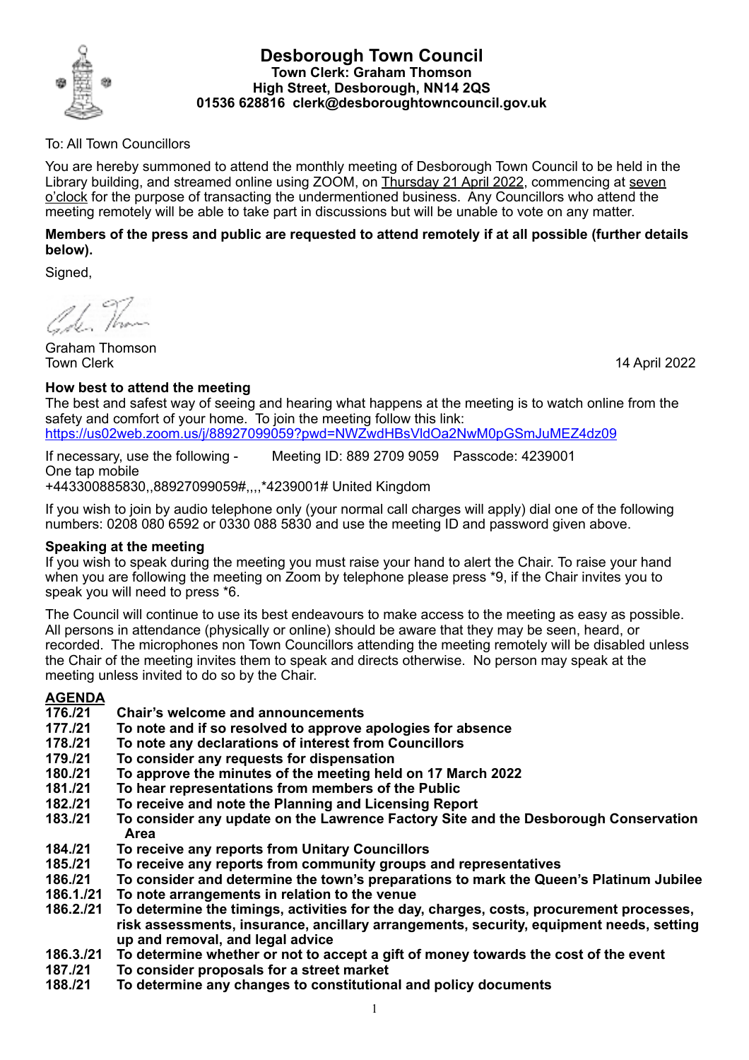# Desborough Town Council

**Town Clerk: Graham Thomson**
**High Street, Desborough, NN14 2QS**
**01536 628816 clerk@desboroughtowncouncil.gov.uk**

To: All Town Councillors

You are hereby summoned to attend the monthly meeting of Desborough Town Council to be held in the Library building, and streamed online using ZOOM, on Thursday 21 April 2022, commencing at seven o'clock for the purpose of transacting the undermentioned business. Any Councillors who attend the meeting remotely will be able to take part in discussions but will be unable to vote on any matter.

**Members of the press and public are requested to attend remotely if at all possible (further details below).**

Signed,

Graham Thomson
Town Clerk

14 April 2022

**How best to attend the meeting**

The best and safest way of seeing and hearing what happens at the meeting is to watch online from the safety and comfort of your home. To join the meeting follow this link:
https://us02web.zoom.us/j/88927099059?pwd=NWZwdHBsVldOa2NwM0pGSmJuMEZ4dz09

If necessary, use the following - Meeting ID: 889 2709 9059 Passcode: 4239001
One tap mobile
+443300885830,,88927099059#,,,,*4239001# United Kingdom

If you wish to join by audio telephone only (your normal call charges will apply) dial one of the following numbers: 0208 080 6592 or 0330 088 5830 and use the meeting ID and password given above.

**Speaking at the meeting**

If you wish to speak during the meeting you must raise your hand to alert the Chair. To raise your hand when you are following the meeting on Zoom by telephone please press *9, if the Chair invites you to speak you will need to press *6.

The Council will continue to use its best endeavours to make access to the meeting as easy as possible. All persons in attendance (physically or online) should be aware that they may be seen, heard, or recorded. The microphones non Town Councillors attending the meeting remotely will be disabled unless the Chair of the meeting invites them to speak and directs otherwise. No person may speak at the meeting unless invited to do so by the Chair.

## AGENDA

**176./21** **Chair's welcome and announcements**
**177./21** **To note and if so resolved to approve apologies for absence**
**178./21** **To note any declarations of interest from Councillors**
**179./21** **To consider any requests for dispensation**
**180./21** **To approve the minutes of the meeting held on 17 March 2022**
**181./21** **To hear representations from members of the Public**
**182./21** **To receive and note the Planning and Licensing Report**
**183./21** **To consider any update on the Lawrence Factory Site and the Desborough Conservation Area**
**184./21** **To receive any reports from Unitary Councillors**
**185./21** **To receive any reports from community groups and representatives**
**186./21** **To consider and determine the town's preparations to mark the Queen's Platinum Jubilee**
**186.1./21** **To note arrangements in relation to the venue**
**186.2./21** **To determine the timings, activities for the day, charges, costs, procurement processes, risk assessments, insurance, ancillary arrangements, security, equipment needs, setting up and removal, and legal advice**
**186.3./21** **To determine whether or not to accept a gift of money towards the cost of the event**
**187./21** **To consider proposals for a street market**
**188./21** **To determine any changes to constitutional and policy documents**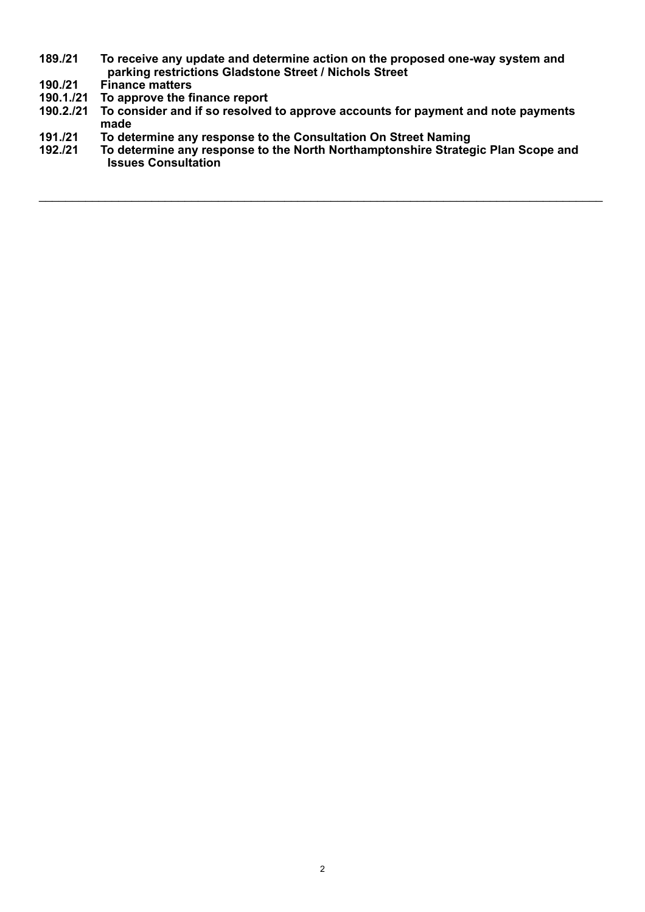**189./21** **To receive any update and determine action on the proposed one-way system and parking restrictions Gladstone Street / Nichols Street**

**190./21** **Finance matters**

**190.1./21** **To approve the finance report**

**190.2./21** **To consider and if so resolved to approve accounts for payment and note payments made**

**191./21** **To determine any response to the Consultation On Street Naming**

**192./21** **To determine any response to the North Northamptonshire Strategic Plan Scope and Issues Consultation**

---